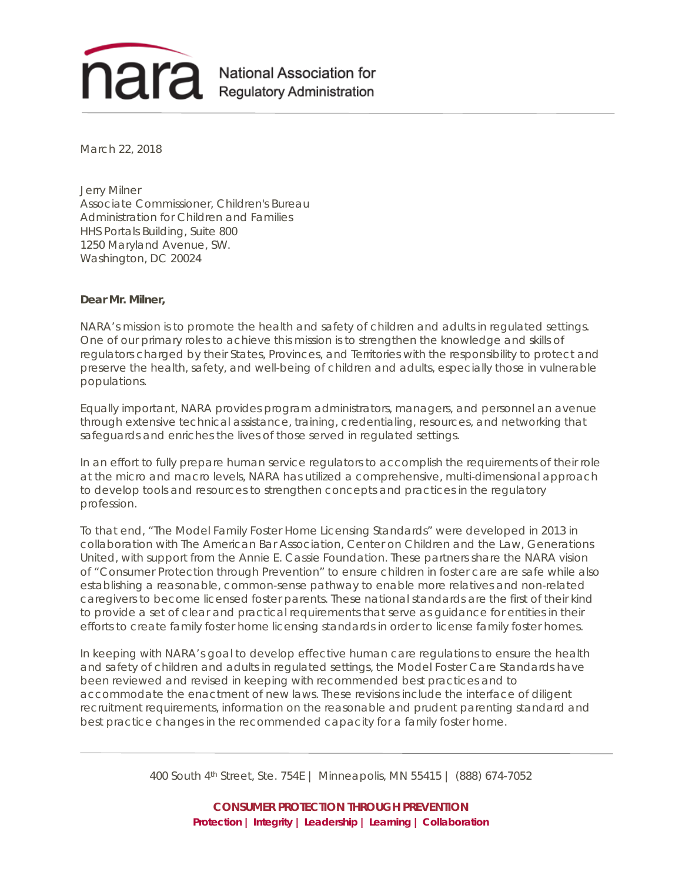nara National Association for Regulatory Administration

March 22, 2018

Jerry Milner
Associate Commissioner, Children's Bureau
Administration for Children and Families
HHS Portals Building, Suite 800
1250 Maryland Avenue, SW.
Washington, DC 20024

**Dear Mr. Milner,**

NARA's mission is to promote the health and safety of children and adults in regulated settings. One of our primary roles to achieve this mission is to strengthen the knowledge and skills of regulators charged by their States, Provinces, and Territories with the responsibility to protect and preserve the health, safety, and well-being of children and adults, especially those in vulnerable populations.

Equally important, NARA provides program administrators, managers, and personnel an avenue through extensive technical assistance, training, credentialing, resources, and networking that safeguards and enriches the lives of those served in regulated settings.

In an effort to fully prepare human service regulators to accomplish the requirements of their role at the micro and macro levels, NARA has utilized a comprehensive, multi-dimensional approach to develop tools and resources to strengthen concepts and practices in the regulatory profession.

To that end, "The Model Family Foster Home Licensing Standards" were developed in 2013 in collaboration with The American Bar Association, Center on Children and the Law, Generations United, with support from the Annie E. Cassie Foundation. These partners share the NARA vision of "Consumer Protection through Prevention" to ensure children in foster care are safe while also establishing a reasonable, common-sense pathway to enable more relatives and non-related caregivers to become licensed foster parents. These national standards are the first of their kind to provide a set of clear and practical requirements that serve as guidance for entities in their efforts to create family foster home licensing standards in order to license family foster homes.

In keeping with NARA's goal to develop effective human care regulations to ensure the health and safety of children and adults in regulated settings, the Model Foster Care Standards have been reviewed and revised in keeping with recommended best practices and to accommodate the enactment of new laws. These revisions include the interface of diligent recruitment requirements, information on the reasonable and prudent parenting standard and best practice changes in the recommended capacity for a family foster home.

400 South 4th Street, Ste. 754E | Minneapolis, MN 55415 | (888) 674-7052

**CONSUMER PROTECTION THROUGH PREVENTION**
**Protection | Integrity | Leadership | Learning | Collaboration**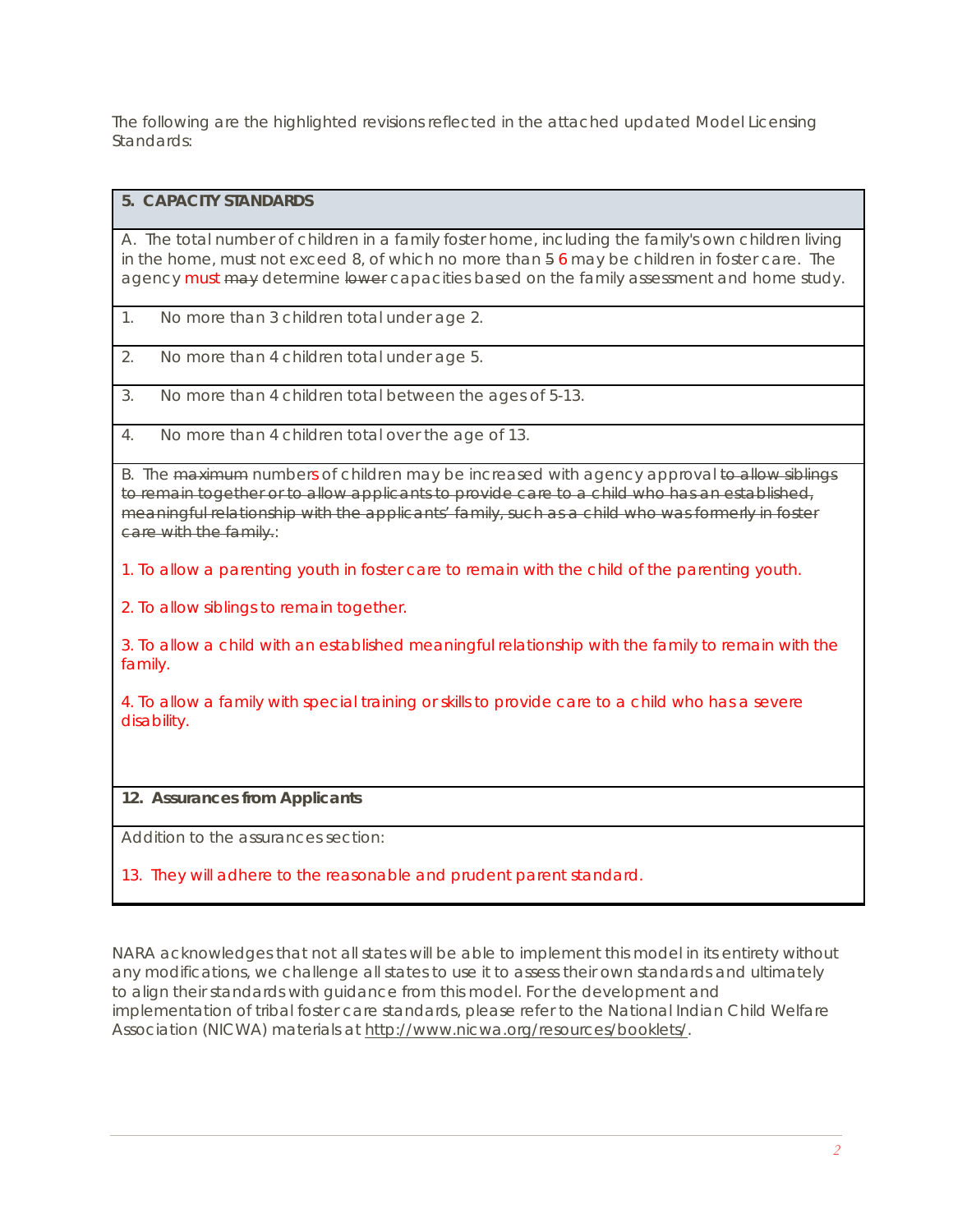The following are the highlighted revisions reflected in the attached updated Model Licensing Standards:

| **5. CAPACITY STANDARDS** |
|---|
| A. The total number of children in a family foster home, including the family's own children living in the home, must not exceed 8, of which no more than ~~5~~ 6 may be children in foster care. The agency must ~~may~~ determine ~~lower~~ capacities based on the family assessment and home study. |
| 1. No more than 3 children total under age 2. |
| 2. No more than 4 children total under age 5. |
| 3. No more than 4 children total between the ages of 5-13. |
| 4. No more than 4 children total over the age of 13. |
| B. The ~~maximum~~ numbers of children may be increased with agency approval ~~to allow siblings to remain together or to allow applicants to provide care to a child who has an established, meaningful relationship with the applicants' family, such as a child who was formerly in foster care with the family.~~:<br><br>1. To allow a parenting youth in foster care to remain with the child of the parenting youth.<br><br>2. To allow siblings to remain together.<br><br>3. To allow a child with an established meaningful relationship with the family to remain with the family.<br><br>4. To allow a family with special training or skills to provide care to a child who has a severe disability. |
| **12. Assurances from Applicants** |
| Addition to the assurances section:<br><br>13. They will adhere to the reasonable and prudent parent standard. |

NARA acknowledges that not all states will be able to implement this model in its entirety without any modifications, we challenge all states to use it to assess their own standards and ultimately to align their standards with guidance from this model. For the development and implementation of tribal foster care standards, please refer to the National Indian Child Welfare Association (NICWA) materials at http://www.nicwa.org/resources/booklets/.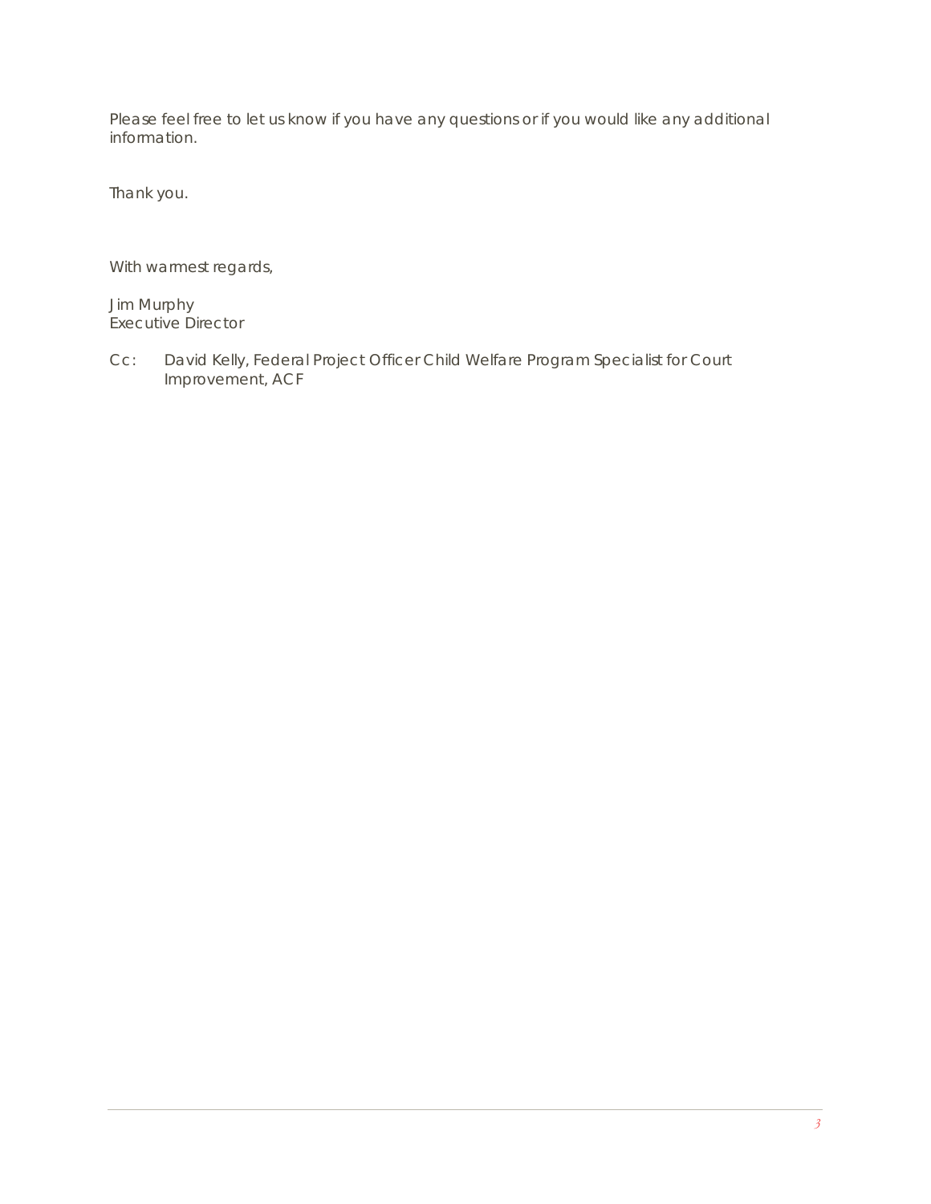Please feel free to let us know if you have any questions or if you would like any additional information.

Thank you.

With warmest regards,

Jim Murphy
Executive Director

Cc: David Kelly, Federal Project Officer Child Welfare Program Specialist for Court Improvement, ACF